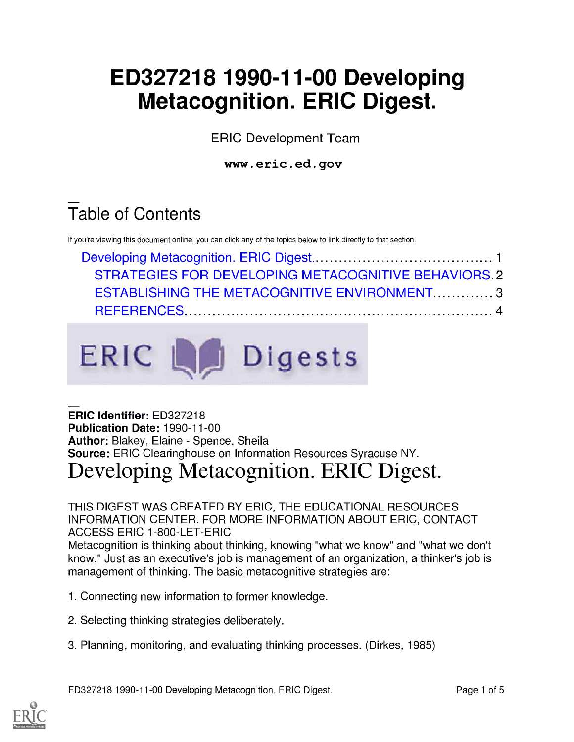# ED327218 1990-11-00 Developing Metacognition. ERIC Digest.

ERIC Development Team

**www.eric.ed.gov**

## Table of Contents

If you're viewing this document online, you can click any of the topics below to link directly to that section.

- Developing Metacognition. ERIC Digest.......................................... 1
  - STRATEGIES FOR DEVELOPING METACOGNITIVE BEHAVIORS. 2
  - ESTABLISHING THE METACOGNITIVE ENVIRONMENT............. 3
  - REFERENCES................................................................. 4

**ERIC Identifier:** ED327218
**Publication Date:** 1990-11-00
**Author:** Blakey, Elaine - Spence, Sheila
**Source:** ERIC Clearinghouse on Information Resources Syracuse NY.

# Developing Metacognition. ERIC Digest.

THIS DIGEST WAS CREATED BY ERIC, THE EDUCATIONAL RESOURCES INFORMATION CENTER. FOR MORE INFORMATION ABOUT ERIC, CONTACT ACCESS ERIC 1-800-LET-ERIC

Metacognition is thinking about thinking, knowing "what we know" and "what we don't know." Just as an executive's job is management of an organization, a thinker's job is management of thinking. The basic metacognitive strategies are:

1. Connecting new information to former knowledge.

2. Selecting thinking strategies deliberately.

3. Planning, monitoring, and evaluating thinking processes. (Dirkes, 1985)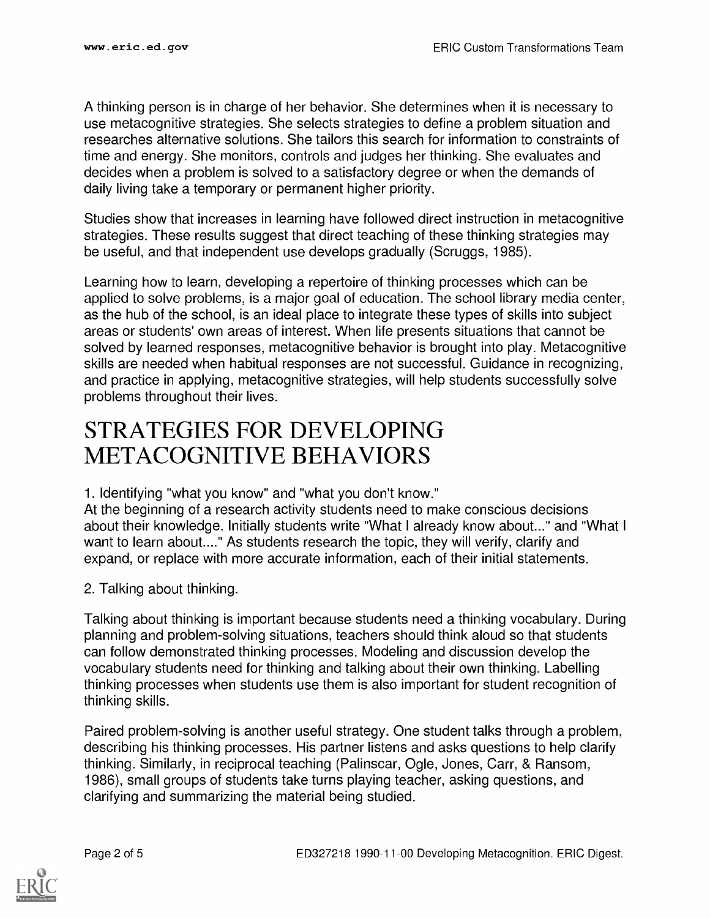A thinking person is in charge of her behavior. She determines when it is necessary to use metacognitive strategies. She selects strategies to define a problem situation and researches alternative solutions. She tailors this search for information to constraints of time and energy. She monitors, controls and judges her thinking. She evaluates and decides when a problem is solved to a satisfactory degree or when the demands of daily living take a temporary or permanent higher priority.

Studies show that increases in learning have followed direct instruction in metacognitive strategies. These results suggest that direct teaching of these thinking strategies may be useful, and that independent use develops gradually (Scruggs, 1985).

Learning how to learn, developing a repertoire of thinking processes which can be applied to solve problems, is a major goal of education. The school library media center, as the hub of the school, is an ideal place to integrate these types of skills into subject areas or students' own areas of interest. When life presents situations that cannot be solved by learned responses, metacognitive behavior is brought into play. Metacognitive skills are needed when habitual responses are not successful. Guidance in recognizing, and practice in applying, metacognitive strategies, will help students successfully solve problems throughout their lives.

# STRATEGIES FOR DEVELOPING METACOGNITIVE BEHAVIORS

1. Identifying "what you know" and "what you don't know."
At the beginning of a research activity students need to make conscious decisions about their knowledge. Initially students write "What I already know about..." and "What I want to learn about...." As students research the topic, they will verify, clarify and expand, or replace with more accurate information, each of their initial statements.

2. Talking about thinking.

Talking about thinking is important because students need a thinking vocabulary. During planning and problem-solving situations, teachers should think aloud so that students can follow demonstrated thinking processes. Modeling and discussion develop the vocabulary students need for thinking and talking about their own thinking. Labelling thinking processes when students use them is also important for student recognition of thinking skills.

Paired problem-solving is another useful strategy. One student talks through a problem, describing his thinking processes. His partner listens and asks questions to help clarify thinking. Similarly, in reciprocal teaching (Palinscar, Ogle, Jones, Carr, & Ransom, 1986), small groups of students take turns playing teacher, asking questions, and clarifying and summarizing the material being studied.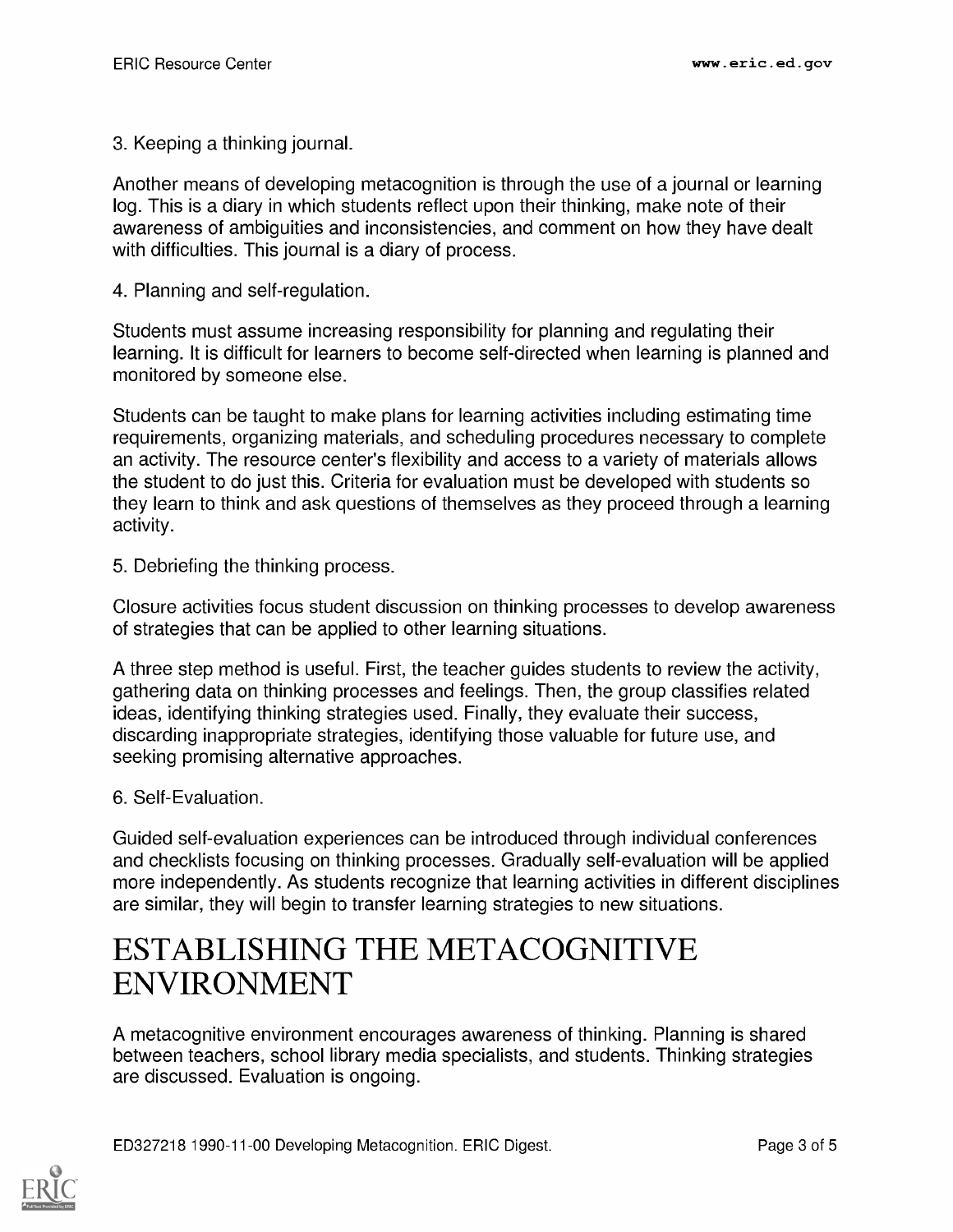3. Keeping a thinking journal.

Another means of developing metacognition is through the use of a journal or learning log. This is a diary in which students reflect upon their thinking, make note of their awareness of ambiguities and inconsistencies, and comment on how they have dealt with difficulties. This journal is a diary of process.

4. Planning and self-regulation.

Students must assume increasing responsibility for planning and regulating their learning. It is difficult for learners to become self-directed when learning is planned and monitored by someone else.

Students can be taught to make plans for learning activities including estimating time requirements, organizing materials, and scheduling procedures necessary to complete an activity. The resource center's flexibility and access to a variety of materials allows the student to do just this. Criteria for evaluation must be developed with students so they learn to think and ask questions of themselves as they proceed through a learning activity.

5. Debriefing the thinking process.

Closure activities focus student discussion on thinking processes to develop awareness of strategies that can be applied to other learning situations.

A three step method is useful. First, the teacher guides students to review the activity, gathering data on thinking processes and feelings. Then, the group classifies related ideas, identifying thinking strategies used. Finally, they evaluate their success, discarding inappropriate strategies, identifying those valuable for future use, and seeking promising alternative approaches.

6. Self-Evaluation.

Guided self-evaluation experiences can be introduced through individual conferences and checklists focusing on thinking processes. Gradually self-evaluation will be applied more independently. As students recognize that learning activities in different disciplines are similar, they will begin to transfer learning strategies to new situations.

# ESTABLISHING THE METACOGNITIVE ENVIRONMENT

A metacognitive environment encourages awareness of thinking. Planning is shared between teachers, school library media specialists, and students. Thinking strategies are discussed. Evaluation is ongoing.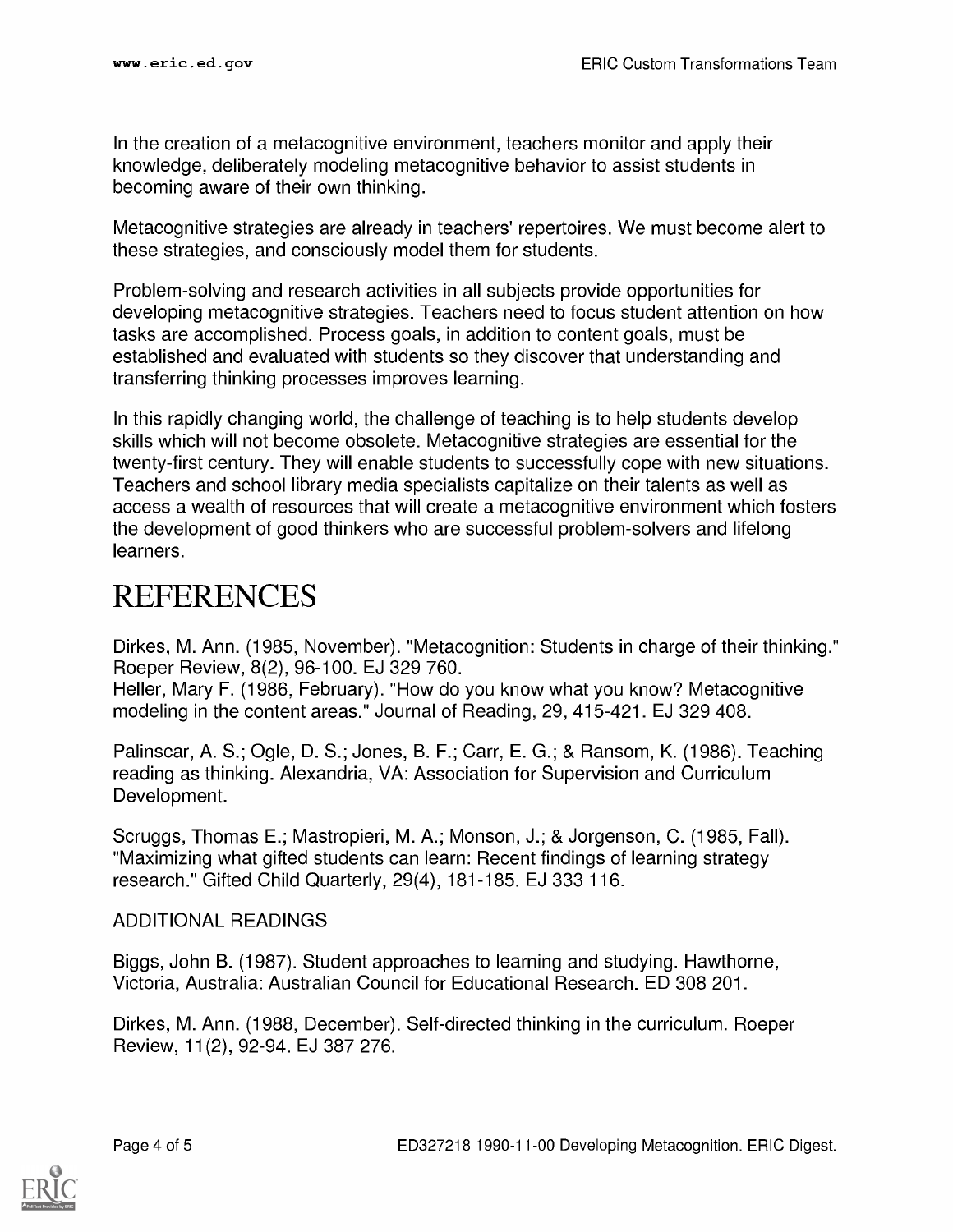In the creation of a metacognitive environment, teachers monitor and apply their knowledge, deliberately modeling metacognitive behavior to assist students in becoming aware of their own thinking.

Metacognitive strategies are already in teachers' repertoires. We must become alert to these strategies, and consciously model them for students.

Problem-solving and research activities in all subjects provide opportunities for developing metacognitive strategies. Teachers need to focus student attention on how tasks are accomplished. Process goals, in addition to content goals, must be established and evaluated with students so they discover that understanding and transferring thinking processes improves learning.

In this rapidly changing world, the challenge of teaching is to help students develop skills which will not become obsolete. Metacognitive strategies are essential for the twenty-first century. They will enable students to successfully cope with new situations. Teachers and school library media specialists capitalize on their talents as well as access a wealth of resources that will create a metacognitive environment which fosters the development of good thinkers who are successful problem-solvers and lifelong learners.

# REFERENCES

Dirkes, M. Ann. (1985, November). "Metacognition: Students in charge of their thinking." Roeper Review, 8(2), 96-100. EJ 329 760.
Heller, Mary F. (1986, February). "How do you know what you know? Metacognitive modeling in the content areas." Journal of Reading, 29, 415-421. EJ 329 408.

Palinscar, A. S.; Ogle, D. S.; Jones, B. F.; Carr, E. G.; & Ransom, K. (1986). Teaching reading as thinking. Alexandria, VA: Association for Supervision and Curriculum Development.

Scruggs, Thomas E.; Mastropieri, M. A.; Monson, J.; & Jorgenson, C. (1985, Fall). "Maximizing what gifted students can learn: Recent findings of learning strategy research." Gifted Child Quarterly, 29(4), 181-185. EJ 333 116.

ADDITIONAL READINGS

Biggs, John B. (1987). Student approaches to learning and studying. Hawthorne, Victoria, Australia: Australian Council for Educational Research. ED 308 201.

Dirkes, M. Ann. (1988, December). Self-directed thinking in the curriculum. Roeper Review, 11(2), 92-94. EJ 387 276.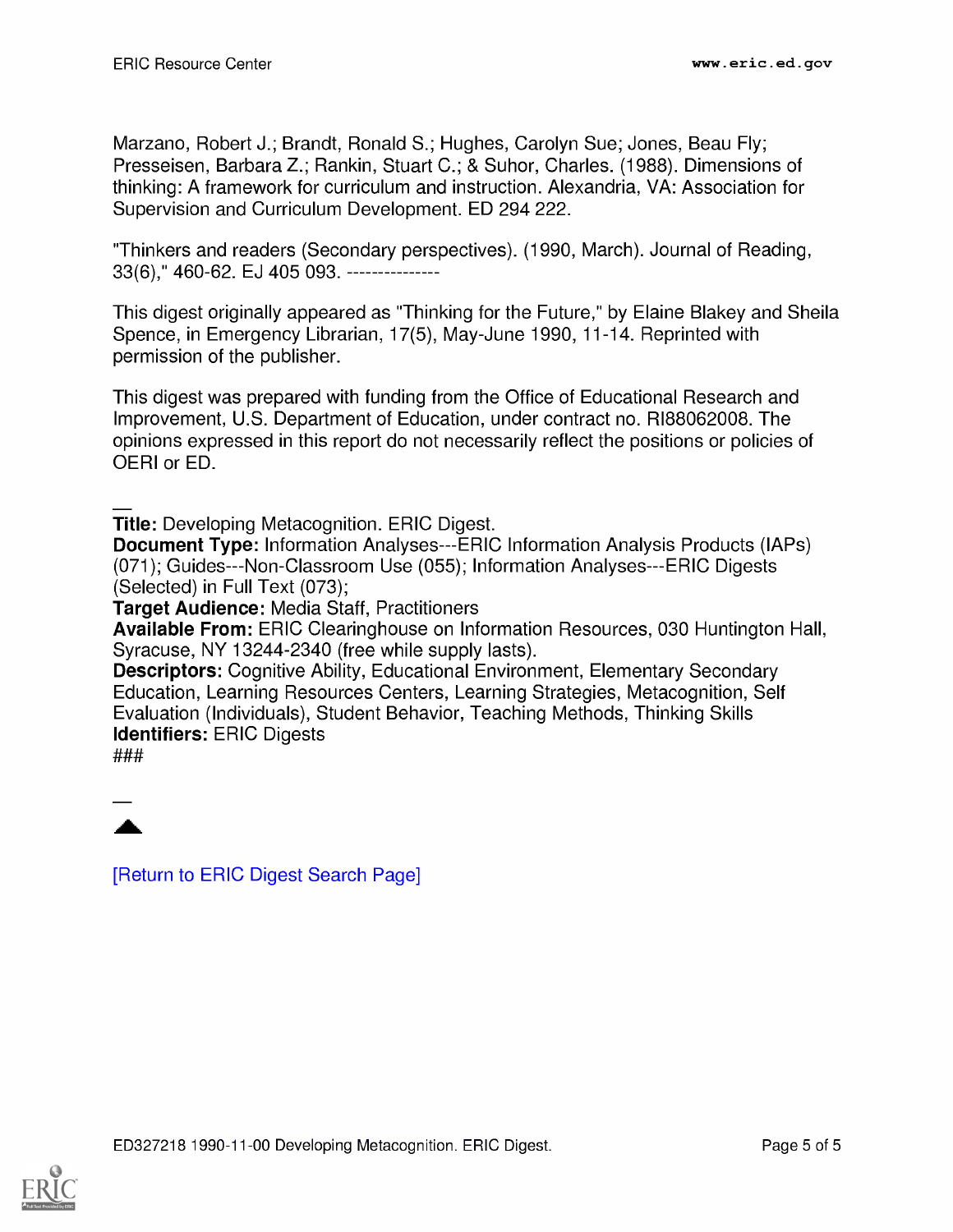Marzano, Robert J.; Brandt, Ronald S.; Hughes, Carolyn Sue; Jones, Beau Fly; Presseisen, Barbara Z.; Rankin, Stuart C.; & Suhor, Charles. (1988). Dimensions of thinking: A framework for curriculum and instruction. Alexandria, VA: Association for Supervision and Curriculum Development. ED 294 222.

"Thinkers and readers (Secondary perspectives). (1990, March). Journal of Reading, 33(6)," 460-62. EJ 405 093. ---------------

This digest originally appeared as "Thinking for the Future," by Elaine Blakey and Sheila Spence, in Emergency Librarian, 17(5), May-June 1990, 11-14. Reprinted with permission of the publisher.

This digest was prepared with funding from the Office of Educational Research and Improvement, U.S. Department of Education, under contract no. RI88062008. The opinions expressed in this report do not necessarily reflect the positions or policies of OERI or ED.

---

**Title:** Developing Metacognition. ERIC Digest.
**Document Type:** Information Analyses---ERIC Information Analysis Products (IAPs) (071); Guides---Non-Classroom Use (055); Information Analyses---ERIC Digests (Selected) in Full Text (073);
**Target Audience:** Media Staff, Practitioners
**Available From:** ERIC Clearinghouse on Information Resources, 030 Huntington Hall, Syracuse, NY 13244-2340 (free while supply lasts).
**Descriptors:** Cognitive Ability, Educational Environment, Elementary Secondary Education, Learning Resources Centers, Learning Strategies, Metacognition, Self Evaluation (Individuals), Student Behavior, Teaching Methods, Thinking Skills
**Identifiers:** ERIC Digests
###

---

[Return to ERIC Digest Search Page]